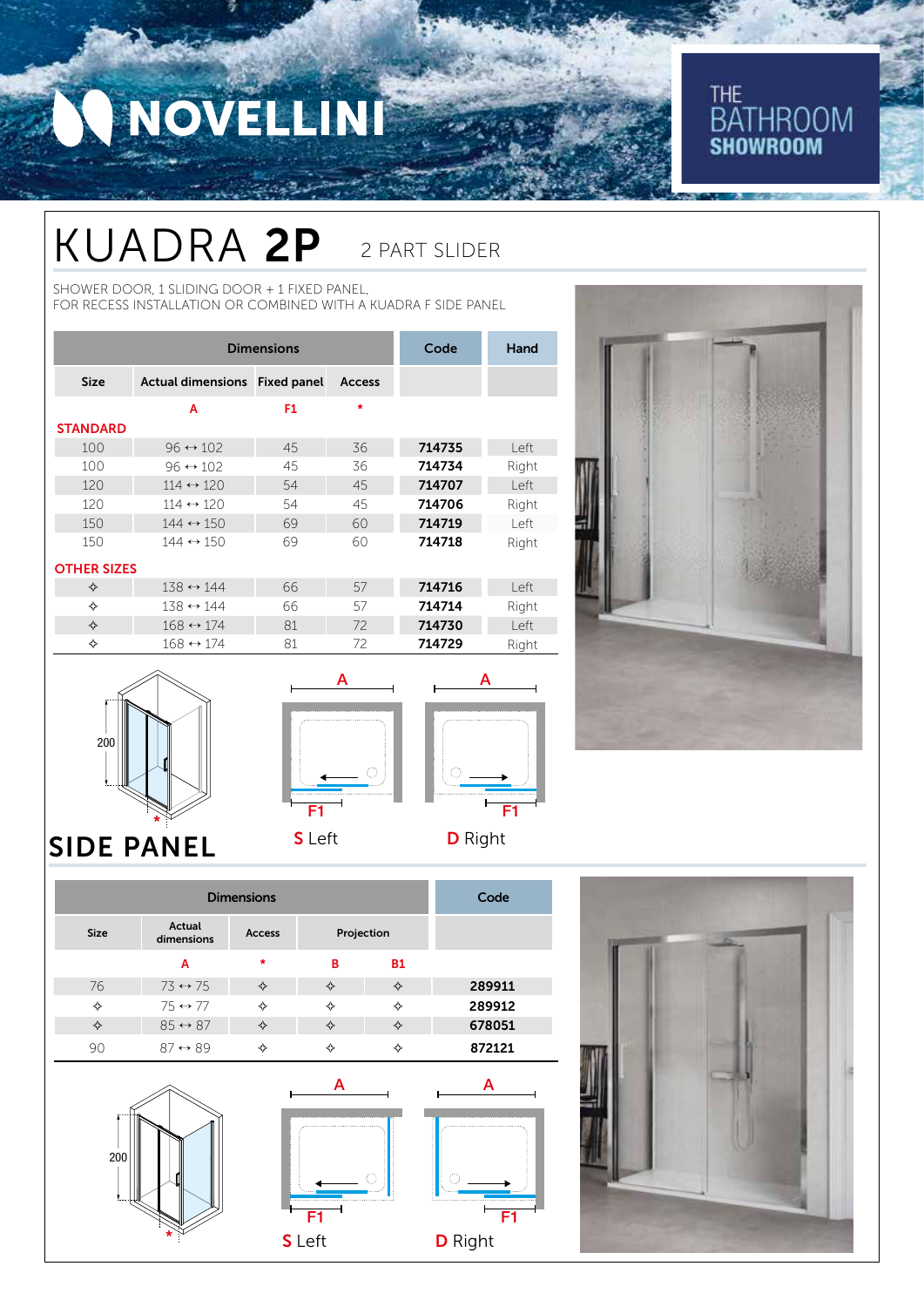NOVELLINI

THE BATHROOM SHOWROOM

# KUADRA 2P

2 PART SLIDER

SHOWER DOOR, 1 SLIDING DOOR + 1 FIXED PANEL,
FOR RECESS INSTALLATION OR COMBINED WITH A KUADRA F SIDE PANEL

| Dimensions | | | | Code | Hand |
|---|---|---|---|---|---|
| Size | Actual dimensions | Fixed panel | Access | | |
| | A | F1 | * | | |
| **STANDARD** | | | | | |
| 100 | 96 ↔ 102 | 45 | 36 | **714735** | Left |
| 100 | 96 ↔ 102 | 45 | 36 | **714734** | Right |
| 120 | 114 ↔ 120 | 54 | 45 | **714707** | Left |
| 120 | 114 ↔ 120 | 54 | 45 | **714706** | Right |
| 150 | 144 ↔ 150 | 69 | 60 | **714719** | Left |
| 150 | 144 ↔ 150 | 69 | 60 | **714718** | Right |
| **OTHER SIZES** | | | | | |
| ✧ | 138 ↔ 144 | 66 | 57 | **714716** | Left |
| ✧ | 138 ↔ 144 | 66 | 57 | **714714** | Right |
| ✧ | 168 ↔ 174 | 81 | 72 | **714730** | Left |
| ✧ | 168 ↔ 174 | 81 | 72 | **714729** | Right |

200

A — F1 — **S** Left

A — F1 — **D** Right

## SIDE PANEL

| Dimensions | | | | | Code |
|---|---|---|---|---|---|
| Size | Actual dimensions | Access | Projection | | |
| | A | * | B | B1 | |
| 76 | 73 ↔ 75 | ✧ | ✧ | ✧ | **289911** |
| ✧ | 75 ↔ 77 | ✧ | ✧ | ✧ | **289912** |
| ✧ | 85 ↔ 87 | ✧ | ✧ | ✧ | **678051** |
| 90 | 87 ↔ 89 | ✧ | ✧ | ✧ | **872121** |

200

A — F1 — **S** Left

A — F1 — **D** Right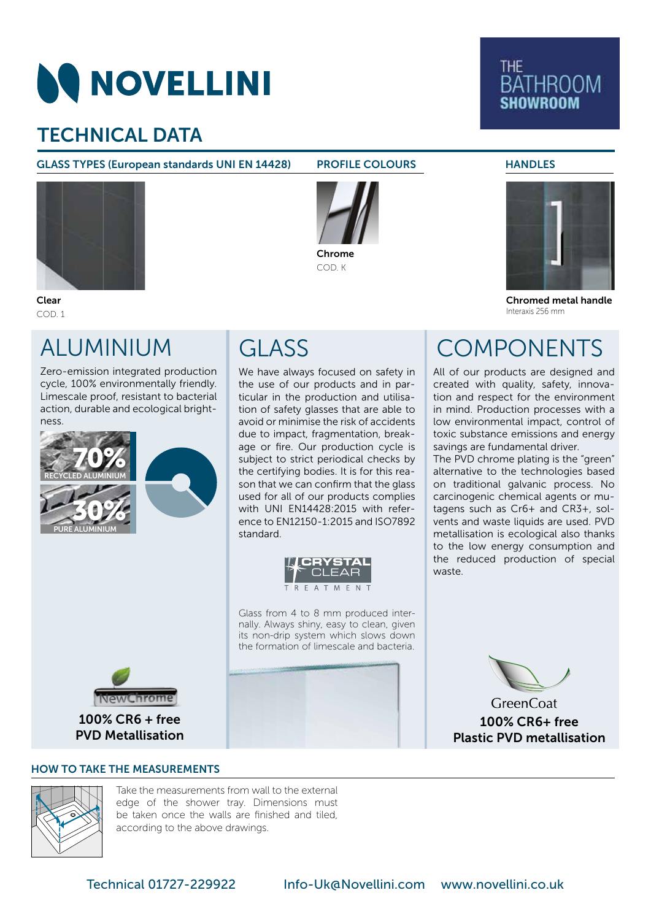# NOVELLINI

THE BATHROOM SHOWROOM

## TECHNICAL DATA

### GLASS TYPES (European standards UNI EN 14428)

**Clear**
COD. 1

### PROFILE COLOURS

**Chrome**
COD. K

### HANDLES

**Chromed metal handle**
Interaxis 256 mm

## ALUMINIUM

Zero-emission integrated production cycle, 100% environmentally friendly. Limescale proof, resistant to bacterial action, durable and ecological brightness.

70%
RECYCLED ALUMINIUM

30%
PURE ALUMINIUM

NewChrome

**100% CR6 + free PVD Metallisation**

## GLASS

We have always focused on safety in the use of our products and in particular in the production and utilisation of safety glasses that are able to avoid or minimise the risk of accidents due to impact, fragmentation, breakage or fire. Our production cycle is subject to strict periodical checks by the certifying bodies. It is for this reason that we can confirm that the glass used for all of our products complies with UNI EN14428:2015 with reference to EN12150-1:2015 and ISO7892 standard.

CRYSTAL CLEAR TREATMENT

Glass from 4 to 8 mm produced internally. Always shiny, easy to clean, given its non-drip system which slows down the formation of limescale and bacteria.

## COMPONENTS

All of our products are designed and created with quality, safety, innovation and respect for the environment in mind. Production processes with a low environmental impact, control of toxic substance emissions and energy savings are fundamental driver.
The PVD chrome plating is the "green" alternative to the technologies based on traditional galvanic process. No carcinogenic chemical agents or mutagens such as Cr6+ and CR3+, solvents and waste liquids are used. PVD metallisation is ecological also thanks to the low energy consumption and the reduced production of special waste.

GreenCoat

**100% CR6+ free Plastic PVD metallisation**

### HOW TO TAKE THE MEASUREMENTS

Take the measurements from wall to the external edge of the shower tray. Dimensions must be taken once the walls are finished and tiled, according to the above drawings.

Technical 01727-229922 Info-Uk@Novellini.com www.novellini.co.uk